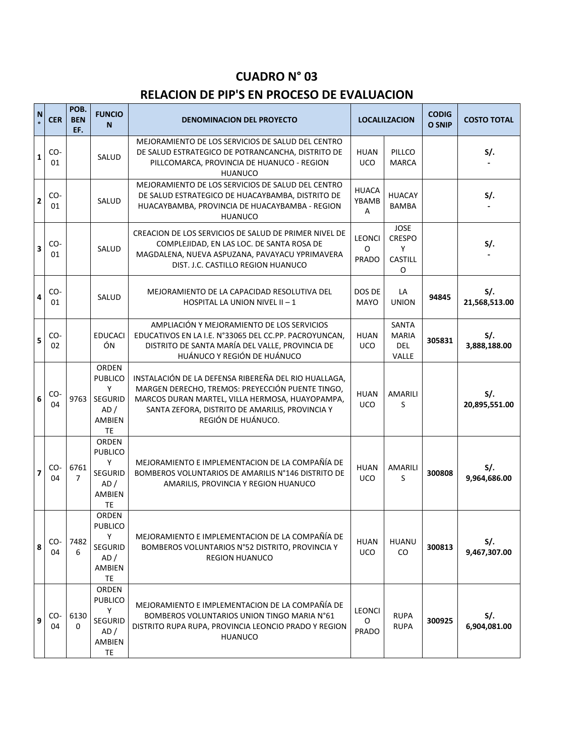# CUADRO N° 03

## RELACION DE PIP'S EN PROCESO DE EVALUACION

| N° | CER | POB. BENEF. | FUNCION | DENOMINACION DEL PROYECTO | LOCALILZACION | | CODIGO SNIP | COSTO TOTAL |
|---|---|---|---|---|---|---|---|---|
| 1 | CO-01 | | SALUD | MEJORAMIENTO DE LOS SERVICIOS DE SALUD DEL CENTRO DE SALUD ESTRATEGICO DE POTRANCANCHA, DISTRITO DE PILLCOMARCA, PROVINCIA DE HUANUCO - REGION HUANUCO | HUANUCO | PILLCOMARCA | | S/. - |
| 2 | CO-01 | | SALUD | MEJORAMIENTO DE LOS SERVICIOS DE SALUD DEL CENTRO DE SALUD ESTRATEGICO DE HUACAYBAMBA, DISTRITO DE HUACAYBAMBA, PROVINCIA DE HUACAYBAMBA - REGION HUANUCO | HUACAYBAMBA | HUACAYBAMBA | | S/. - |
| 3 | CO-01 | | SALUD | CREACION DE LOS SERVICIOS DE SALUD DE PRIMER NIVEL DE COMPLEJIDAD, EN LAS LOC. DE SANTA ROSA DE MAGDALENA, NUEVA ASPUZANA, PAVAYACU YPRIMAVERA DIST. J.C. CASTILLO REGION HUANUCO | LEONCIO PRADO | JOSE CRESPO Y CASTILLO | | S/. - |
| 4 | CO-01 | | SALUD | MEJORAMIENTO DE LA CAPACIDAD RESOLUTIVA DEL HOSPITAL LA UNION NIVEL II – 1 | DOS DE MAYO | LA UNION | **94845** | **S/. 21,568,513.00** |
| 5 | CO-02 | | EDUCACIÓN | AMPLIACIÓN Y MEJORAMIENTO DE LOS SERVICIOS EDUCATIVOS EN LA I.E. N°33065 DEL CC.PP. PACROYUNCAN, DISTRITO DE SANTA MARÍA DEL VALLE, PROVINCIA DE HUÁNUCO Y REGIÓN DE HUÁNUCO | HUANUCO | SANTA MARIA DEL VALLE | **305831** | **S/. 3,888,188.00** |
| 6 | CO-04 | 9763 | ORDEN PUBLICO Y SEGURIDAD / AMBIENTE | INSTALACIÓN DE LA DEFENSA RIBEREÑA DEL RIO HUALLAGA, MARGEN DERECHO, TREMOS: PREYECCIÓN PUENTE TINGO, MARCOS DURAN MARTEL, VILLA HERMOSA, HUAYOPAMPA, SANTA ZEFORA, DISTRITO DE AMARILIS, PROVINCIA Y REGIÓN DE HUÁNUCO. | HUANUCO | AMARILIS | | **S/. 20,895,551.00** |
| 7 | CO-04 | 67617 | ORDEN PUBLICO Y SEGURIDAD / AMBIENTE | MEJORAMIENTO E IMPLEMENTACION DE LA COMPAÑÍA DE BOMBEROS VOLUNTARIOS DE AMARILIS N°146 DISTRITO DE AMARILIS, PROVINCIA Y REGION HUANUCO | HUANUCO | AMARILIS | **300808** | **S/. 9,964,686.00** |
| 8 | CO-04 | 74826 | ORDEN PUBLICO Y SEGURIDAD / AMBIENTE | MEJORAMIENTO E IMPLEMENTACION DE LA COMPAÑÍA DE BOMBEROS VOLUNTARIOS N°52 DISTRITO, PROVINCIA Y REGION HUANUCO | HUANUCO | HUANUCO | **300813** | **S/. 9,467,307.00** |
| 9 | CO-04 | 61300 | ORDEN PUBLICO Y SEGURIDAD / AMBIENTE | MEJORAMIENTO E IMPLEMENTACION DE LA COMPAÑÍA DE BOMBEROS VOLUNTARIOS UNION TINGO MARIA N°61 DISTRITO RUPA RUPA, PROVINCIA LEONCIO PRADO Y REGION HUANUCO | LEONCIO PRADO | RUPA RUPA | **300925** | **S/. 6,904,081.00** |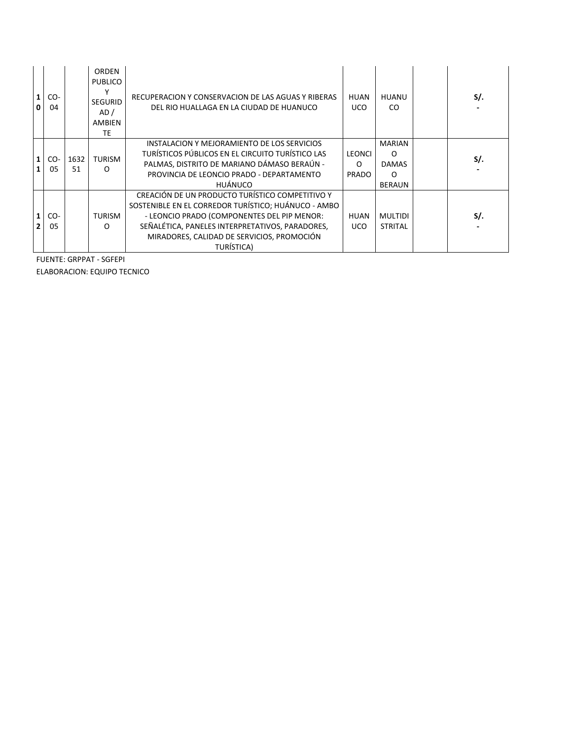| | | | | | | | | |
|---|---|---|---|---|---|---|---|---|
| 10 | CO-04 | | ORDEN PUBLICO Y SEGURIDAD / AMBIENTE | RECUPERACION Y CONSERVACION DE LAS AGUAS Y RIBERAS DEL RIO HUALLAGA EN LA CIUDAD DE HUANUCO | HUANUCO | HUANUCO | | **S/. -** |
| 11 | CO-05 | 163251 | TURISMO | INSTALACION Y MEJORAMIENTO DE LOS SERVICIOS TURÍSTICOS PÚBLICOS EN EL CIRCUITO TURÍSTICO LAS PALMAS, DISTRITO DE MARIANO DÁMASO BERAÚN - PROVINCIA DE LEONCIO PRADO - DEPARTAMENTO HUÁNUCO | LEONCIO PRADO | MARIANO DAMASO BERAUN | | **S/. -** |
| 12 | CO-05 | | TURISMO | CREACIÓN DE UN PRODUCTO TURÍSTICO COMPETITIVO Y SOSTENIBLE EN EL CORREDOR TURÍSTICO; HUÁNUCO - AMBO - LEONCIO PRADO (COMPONENTES DEL PIP MENOR: SEÑALÉTICA, PANELES INTERPRETATIVOS, PARADORES, MIRADORES, CALIDAD DE SERVICIOS, PROMOCIÓN TURÍSTICA) | HUANUCO | MULTIDISTRITAL | | **S/. -** |

FUENTE: GRPPAT - SGFEPI

ELABORACION: EQUIPO TECNICO